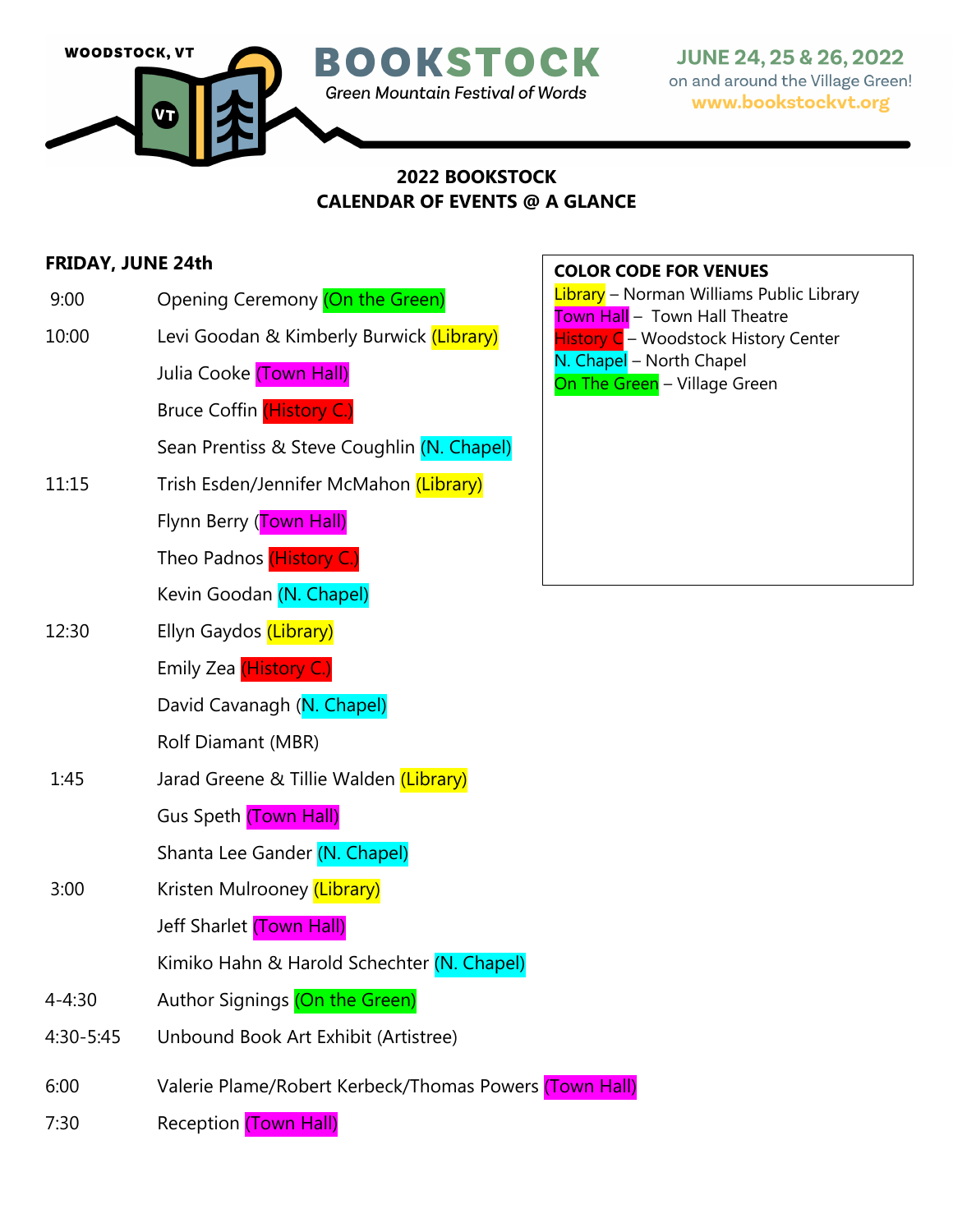WOODSTOCK, VT

# BOOKSTOCK

*Green Mountain Festival of Words*

JUNE 24, 25 & 26, 2022
on and around the Village Green!
www.bookstockvt.org

## 2022 BOOKSTOCK
## CALENDAR OF EVENTS @ A GLANCE

**COLOR CODE FOR VENUES**

- Library – Norman Williams Public Library
- Town Hall – Town Hall Theatre
- History C – Woodstock History Center
- N. Chapel – North Chapel
- On The Green – Village Green

### FRIDAY, JUNE 24th

| | |
|---|---|
| 9:00 | Opening Ceremony (On the Green) |
| 10:00 | Levi Goodan & Kimberly Burwick (Library) |
| | Julia Cooke (Town Hall) |
| | Bruce Coffin (History C.) |
| | Sean Prentiss & Steve Coughlin (N. Chapel) |
| 11:15 | Trish Esden/Jennifer McMahon (Library) |
| | Flynn Berry (Town Hall) |
| | Theo Padnos (History C.) |
| | Kevin Goodan (N. Chapel) |
| 12:30 | Ellyn Gaydos (Library) |
| | Emily Zea (History C.) |
| | David Cavanagh (N. Chapel) |
| | Rolf Diamant (MBR) |
| 1:45 | Jarad Greene & Tillie Walden (Library) |
| | Gus Speth (Town Hall) |
| | Shanta Lee Gander (N. Chapel) |
| 3:00 | Kristen Mulrooney (Library) |
| | Jeff Sharlet (Town Hall) |
| | Kimiko Hahn & Harold Schechter (N. Chapel) |
| 4-4:30 | Author Signings (On the Green) |
| 4:30-5:45 | Unbound Book Art Exhibit (Artistree) |
| 6:00 | Valerie Plame/Robert Kerbeck/Thomas Powers (Town Hall) |
| 7:30 | Reception (Town Hall) |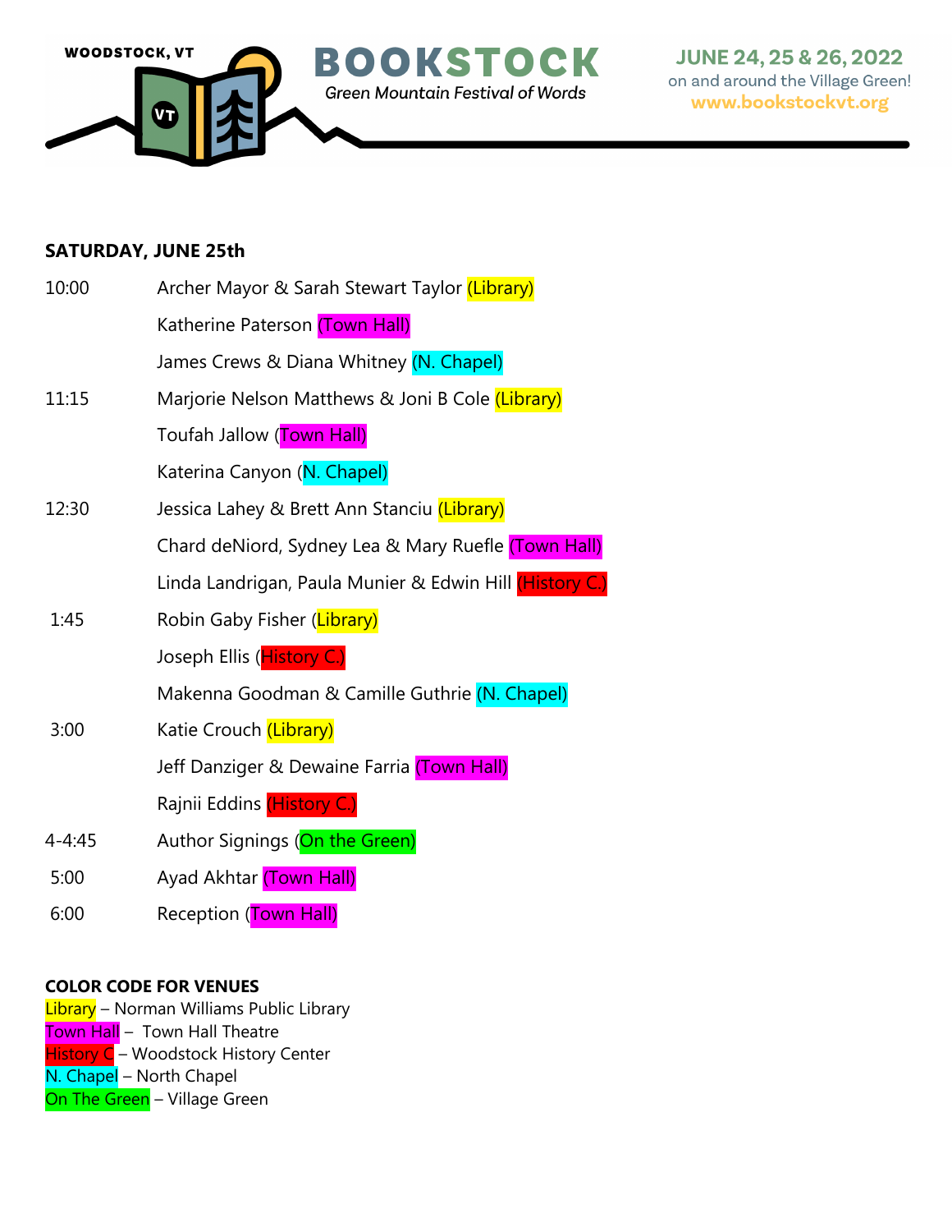WOODSTOCK, VT

# BOOKSTOCK

*Green Mountain Festival of Words*

JUNE 24, 25 & 26, 2022
on and around the Village Green!
www.bookstockvt.org

**SATURDAY, JUNE 25th**

| | |
|---|---|
| 10:00 | Archer Mayor & Sarah Stewart Taylor (Library) |
| | Katherine Paterson (Town Hall) |
| | James Crews & Diana Whitney (N. Chapel) |
| 11:15 | Marjorie Nelson Matthews & Joni B Cole (Library) |
| | Toufah Jallow (Town Hall) |
| | Katerina Canyon (N. Chapel) |
| 12:30 | Jessica Lahey & Brett Ann Stanciu (Library) |
| | Chard deNiord, Sydney Lea & Mary Ruefle (Town Hall) |
| | Linda Landrigan, Paula Munier & Edwin Hill (History C.) |
| 1:45 | Robin Gaby Fisher (Library) |
| | Joseph Ellis (History C.) |
| | Makenna Goodman & Camille Guthrie (N. Chapel) |
| 3:00 | Katie Crouch (Library) |
| | Jeff Danziger & Dewaine Farria (Town Hall) |
| | Rajnii Eddins (History C.) |
| 4-4:45 | Author Signings (On the Green) |
| 5:00 | Ayad Akhtar (Town Hall) |
| 6:00 | Reception (Town Hall) |

**COLOR CODE FOR VENUES**

Library – Norman Williams Public Library
Town Hall – Town Hall Theatre
History C – Woodstock History Center
N. Chapel – North Chapel
On The Green – Village Green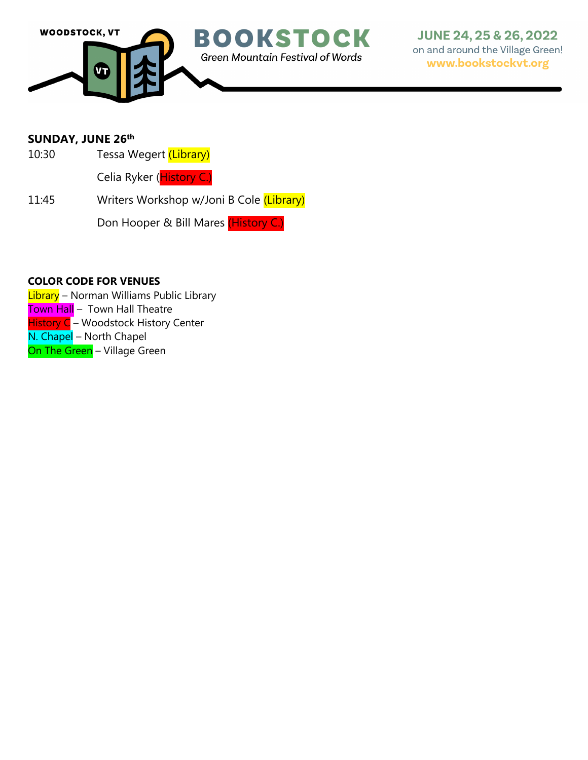WOODSTOCK, VT

# BOOKSTOCK

*Green Mountain Festival of Words*

JUNE 24, 25 & 26, 2022
on and around the Village Green!
www.bookstockvt.org

**SUNDAY, JUNE 26th**

| | |
|---|---|
| 10:30 | Tessa Wegert (Library) |
| | Celia Ryker (History C.) |
| 11:45 | Writers Workshop w/Joni B Cole (Library) |
| | Don Hooper & Bill Mares (History C.) |

**COLOR CODE FOR VENUES**

Library – Norman Williams Public Library
Town Hall – Town Hall Theatre
History C – Woodstock History Center
N. Chapel – North Chapel
On The Green – Village Green